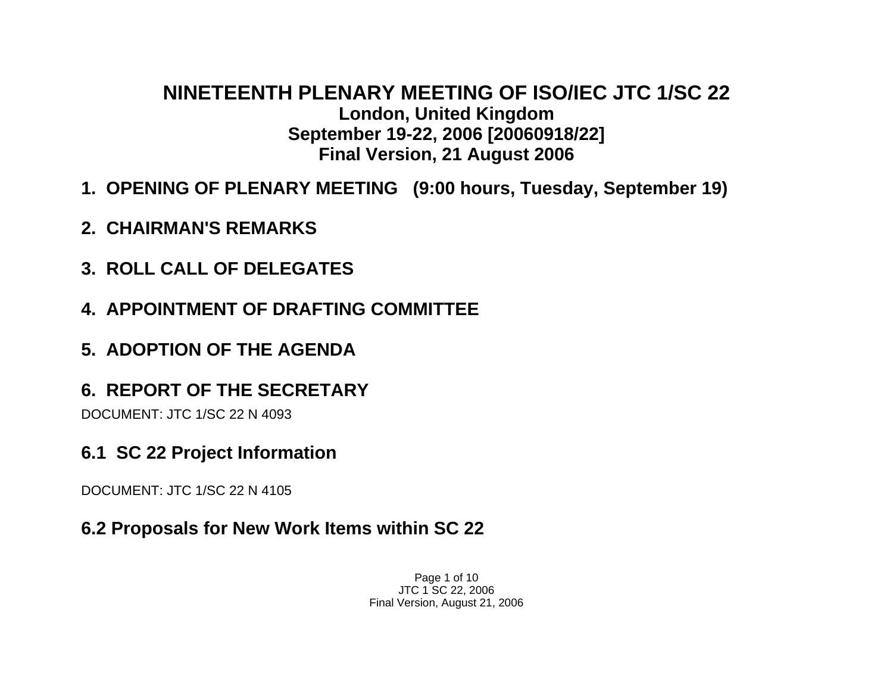# NINETEENTH PLENARY MEETING OF ISO/IEC JTC 1/SC 22

**London, United Kingdom**
**September 19-22, 2006 [20060918/22]**
**Final Version, 21 August 2006**

## 1. OPENING OF PLENARY MEETING (9:00 hours, Tuesday, September 19)

## 2. CHAIRMAN'S REMARKS

## 3. ROLL CALL OF DELEGATES

## 4. APPOINTMENT OF DRAFTING COMMITTEE

## 5. ADOPTION OF THE AGENDA

## 6. REPORT OF THE SECRETARY

DOCUMENT: JTC 1/SC 22 N 4093

### 6.1 SC 22 Project Information

DOCUMENT: JTC 1/SC 22 N 4105

### 6.2 Proposals for New Work Items within SC 22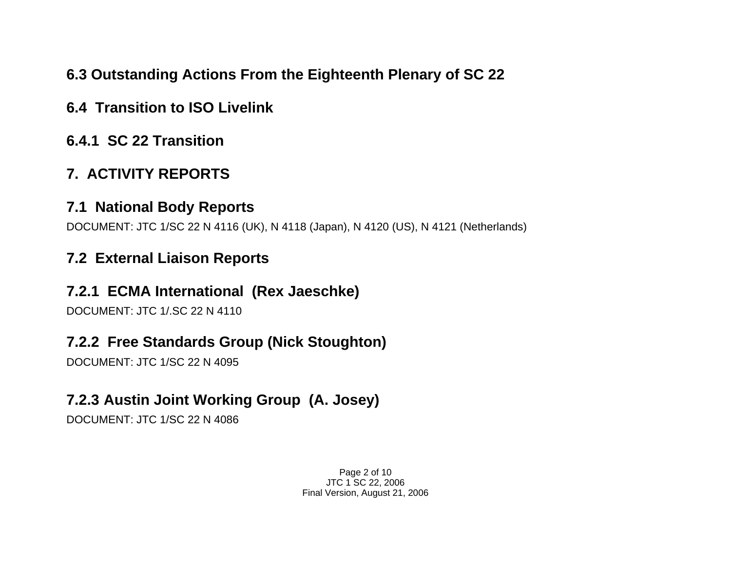## 6.3 Outstanding Actions From the Eighteenth Plenary of SC 22

## 6.4 Transition to ISO Livelink

### 6.4.1 SC 22 Transition

# 7. ACTIVITY REPORTS

## 7.1 National Body Reports

DOCUMENT: JTC 1/SC 22 N 4116 (UK), N 4118 (Japan), N 4120 (US), N 4121 (Netherlands)

## 7.2 External Liaison Reports

### 7.2.1 ECMA International (Rex Jaeschke)

DOCUMENT: JTC 1/.SC 22 N 4110

### 7.2.2 Free Standards Group (Nick Stoughton)

DOCUMENT: JTC 1/SC 22 N 4095

### 7.2.3 Austin Joint Working Group (A. Josey)

DOCUMENT: JTC 1/SC 22 N 4086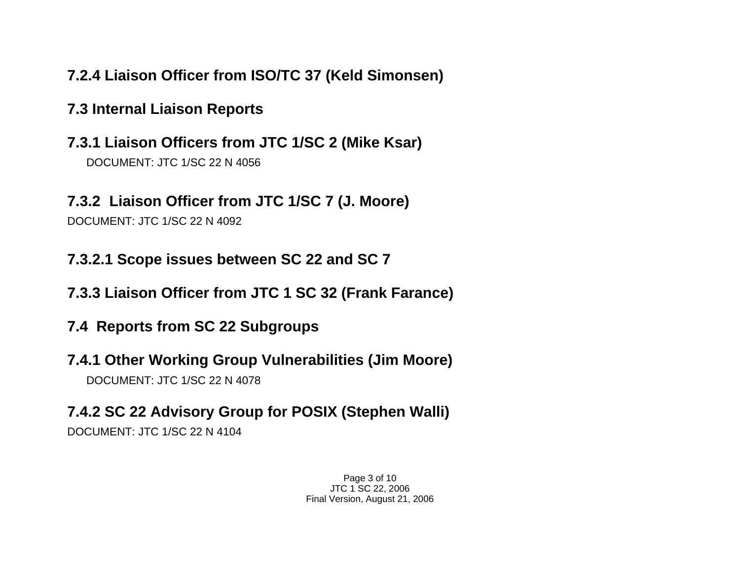### 7.2.4 Liaison Officer from ISO/TC 37 (Keld Simonsen)

## 7.3 Internal Liaison Reports

### 7.3.1 Liaison Officers from JTC 1/SC 2 (Mike Ksar)

DOCUMENT: JTC 1/SC 22 N 4056

### 7.3.2 Liaison Officer from JTC 1/SC 7 (J. Moore)

DOCUMENT: JTC 1/SC 22 N 4092

#### 7.3.2.1 Scope issues between SC 22 and SC 7

### 7.3.3 Liaison Officer from JTC 1 SC 32 (Frank Farance)

## 7.4 Reports from SC 22 Subgroups

### 7.4.1 Other Working Group Vulnerabilities (Jim Moore)

DOCUMENT: JTC 1/SC 22 N 4078

### 7.4.2 SC 22 Advisory Group for POSIX (Stephen Walli)

DOCUMENT: JTC 1/SC 22 N 4104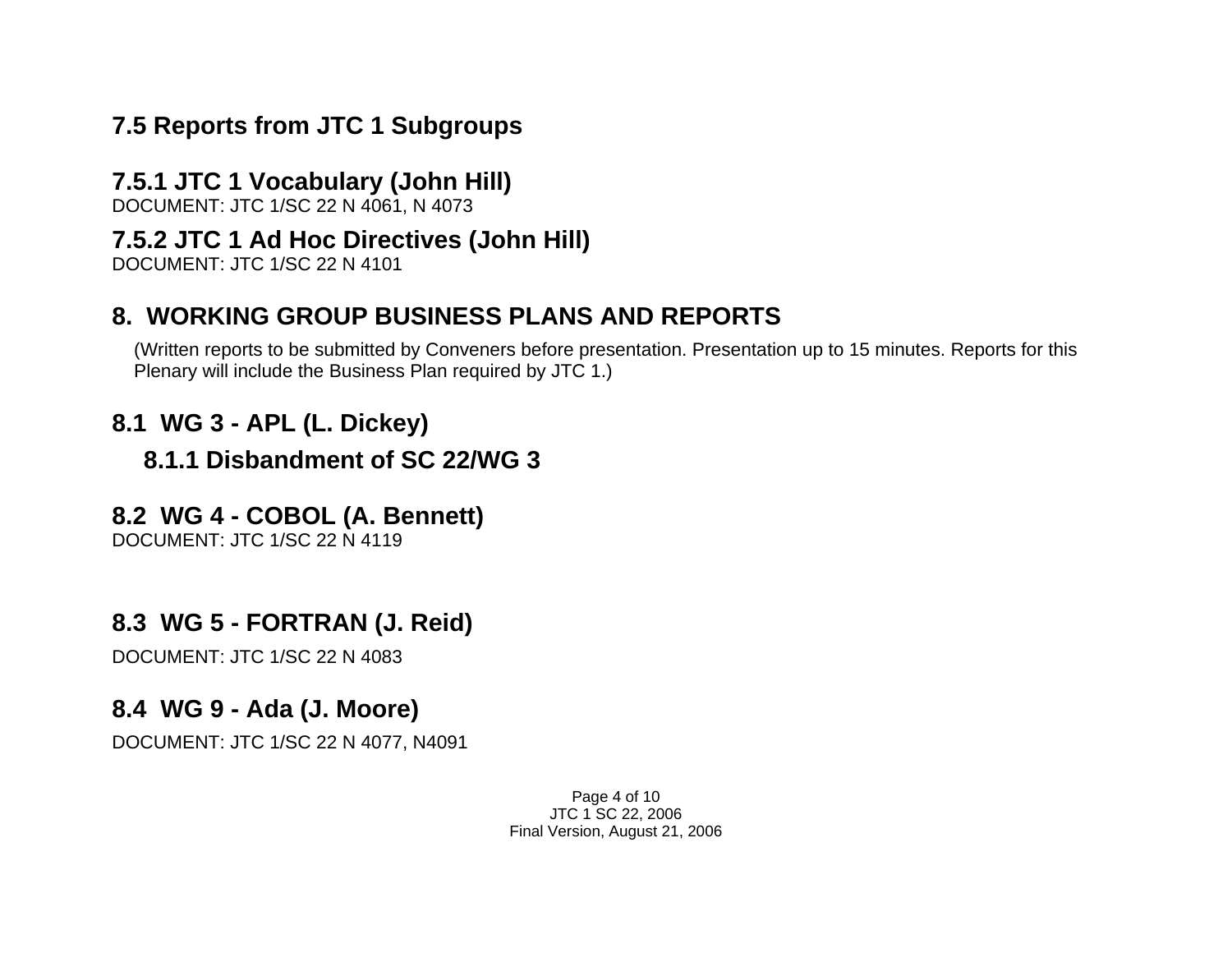## 7.5 Reports from JTC 1 Subgroups

### 7.5.1 JTC 1 Vocabulary (John Hill)

DOCUMENT: JTC 1/SC 22 N 4061, N 4073

### 7.5.2 JTC 1 Ad Hoc Directives (John Hill)

DOCUMENT: JTC 1/SC 22 N 4101

## 8. WORKING GROUP BUSINESS PLANS AND REPORTS

(Written reports to be submitted by Conveners before presentation. Presentation up to 15 minutes. Reports for this Plenary will include the Business Plan required by JTC 1.)

### 8.1 WG 3 - APL (L. Dickey)

#### 8.1.1 Disbandment of SC 22/WG 3

### 8.2 WG 4 - COBOL (A. Bennett)

DOCUMENT: JTC 1/SC 22 N 4119

### 8.3 WG 5 - FORTRAN (J. Reid)

DOCUMENT: JTC 1/SC 22 N 4083

### 8.4 WG 9 - Ada (J. Moore)

DOCUMENT: JTC 1/SC 22 N 4077, N4091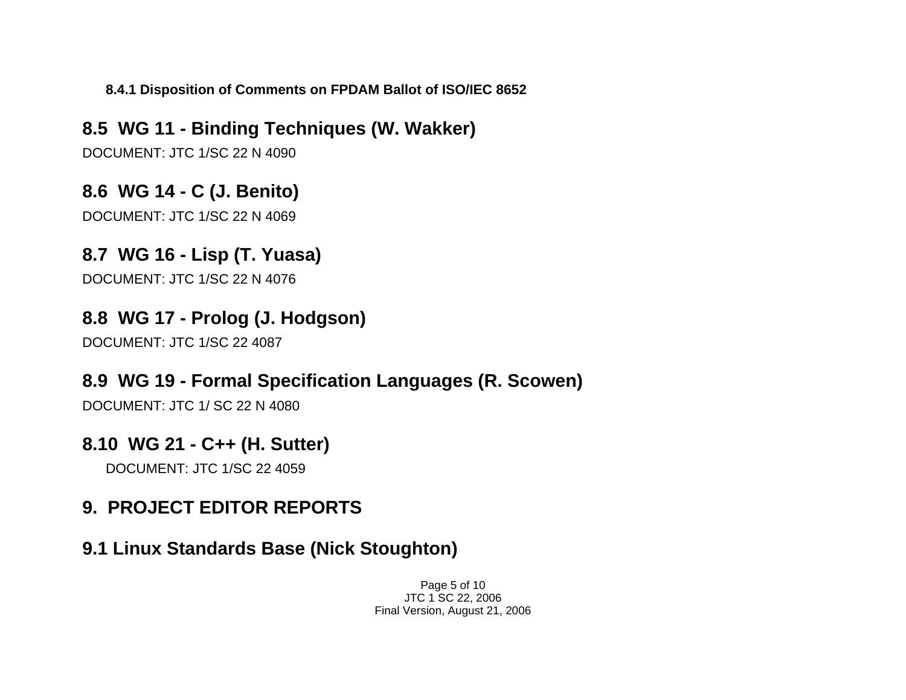#### 8.4.1 Disposition of Comments on FPDAM Ballot of ISO/IEC 8652

### 8.5 WG 11 - Binding Techniques (W. Wakker)

DOCUMENT: JTC 1/SC 22 N 4090

### 8.6 WG 14 - C (J. Benito)

DOCUMENT: JTC 1/SC 22 N 4069

### 8.7 WG 16 - Lisp (T. Yuasa)

DOCUMENT: JTC 1/SC 22 N 4076

### 8.8 WG 17 - Prolog (J. Hodgson)

DOCUMENT: JTC 1/SC 22 4087

### 8.9 WG 19 - Formal Specification Languages (R. Scowen)

DOCUMENT: JTC 1/ SC 22 N 4080

### 8.10 WG 21 - C++ (H. Sutter)

DOCUMENT: JTC 1/SC 22 4059

## 9. PROJECT EDITOR REPORTS

### 9.1 Linux Standards Base (Nick Stoughton)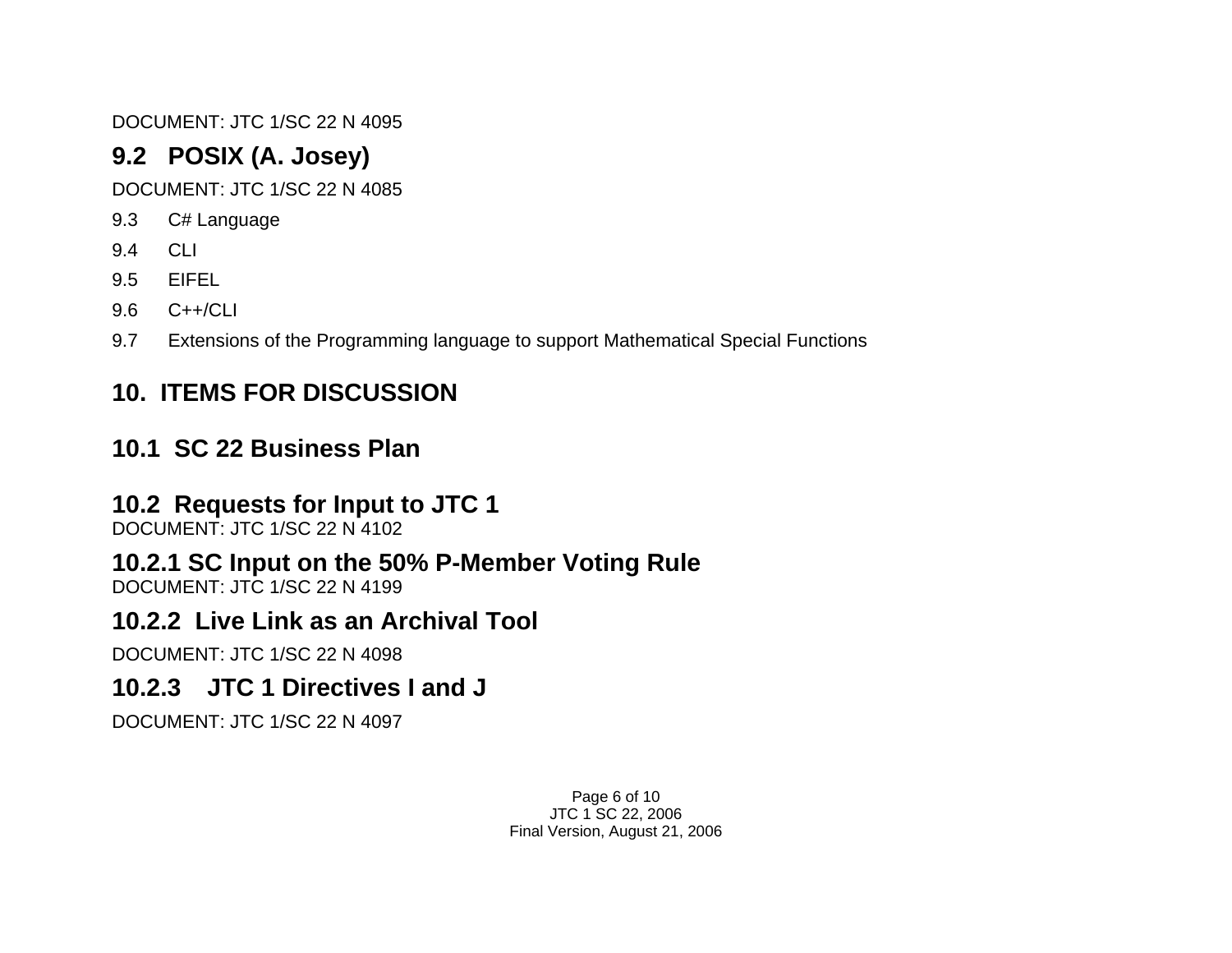DOCUMENT: JTC 1/SC 22 N 4095

## 9.2 POSIX (A. Josey)

DOCUMENT: JTC 1/SC 22 N 4085

9.3 C# Language

9.4 CLI

9.5 EIFEL

9.6 C++/CLI

9.7 Extensions of the Programming language to support Mathematical Special Functions

# 10. ITEMS FOR DISCUSSION

## 10.1 SC 22 Business Plan

## 10.2 Requests for Input to JTC 1

DOCUMENT: JTC 1/SC 22 N 4102

### 10.2.1 SC Input on the 50% P-Member Voting Rule

DOCUMENT: JTC 1/SC 22 N 4199

### 10.2.2 Live Link as an Archival Tool

DOCUMENT: JTC 1/SC 22 N 4098

### 10.2.3 JTC 1 Directives I and J

DOCUMENT: JTC 1/SC 22 N 4097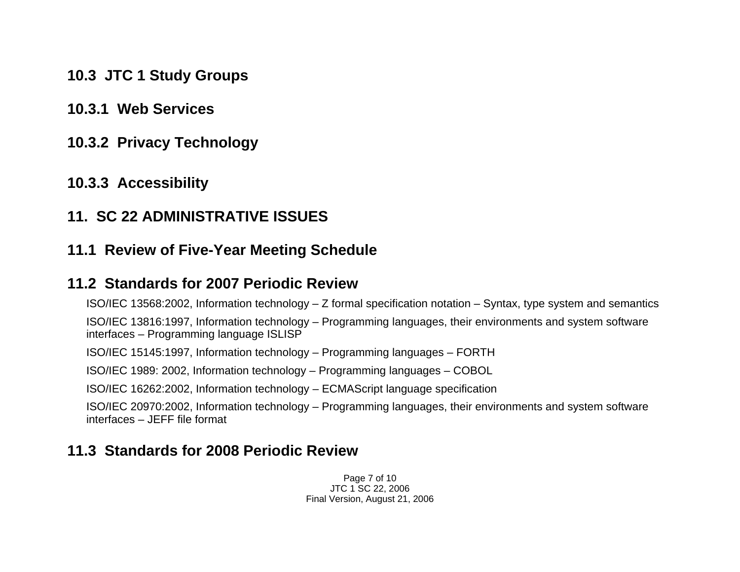## 10.3 JTC 1 Study Groups

### 10.3.1 Web Services

### 10.3.2 Privacy Technology

### 10.3.3 Accessibility

## 11. SC 22 ADMINISTRATIVE ISSUES

## 11.1 Review of Five-Year Meeting Schedule

## 11.2 Standards for 2007 Periodic Review

ISO/IEC 13568:2002, Information technology – Z formal specification notation – Syntax, type system and semantics

ISO/IEC 13816:1997, Information technology – Programming languages, their environments and system software interfaces – Programming language ISLISP

ISO/IEC 15145:1997, Information technology – Programming languages – FORTH

ISO/IEC 1989: 2002, Information technology – Programming languages – COBOL

ISO/IEC 16262:2002, Information technology – ECMAScript language specification

ISO/IEC 20970:2002, Information technology – Programming languages, their environments and system software interfaces – JEFF file format

## 11.3 Standards for 2008 Periodic Review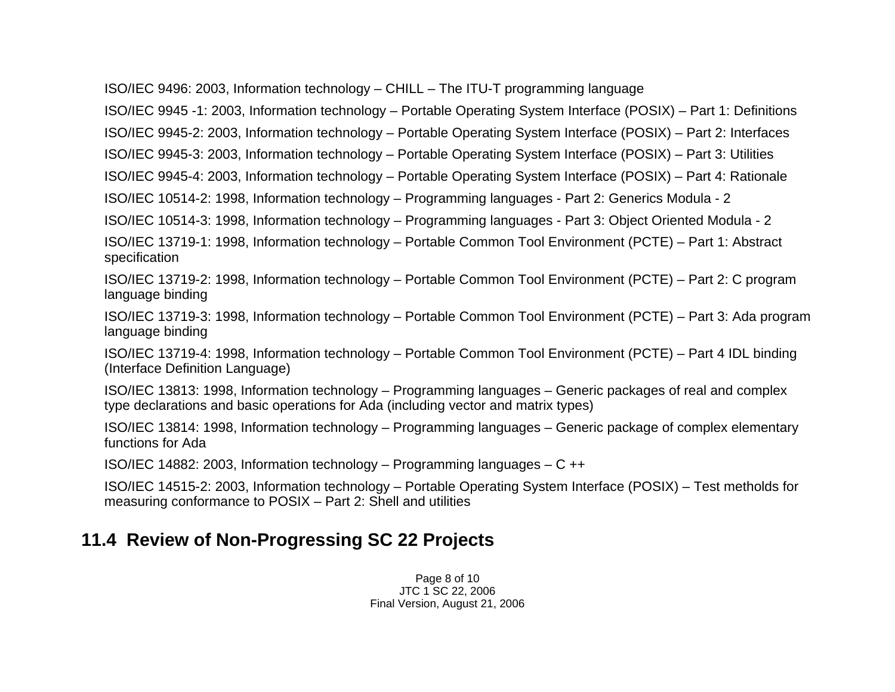ISO/IEC 9496: 2003, Information technology – CHILL – The ITU-T programming language

ISO/IEC 9945 -1: 2003, Information technology – Portable Operating System Interface (POSIX) – Part 1: Definitions

ISO/IEC 9945-2: 2003, Information technology – Portable Operating System Interface (POSIX) – Part 2: Interfaces

ISO/IEC 9945-3: 2003, Information technology – Portable Operating System Interface (POSIX) – Part 3: Utilities

ISO/IEC 9945-4: 2003, Information technology – Portable Operating System Interface (POSIX) – Part 4: Rationale

ISO/IEC 10514-2: 1998, Information technology – Programming languages - Part 2: Generics Modula - 2

ISO/IEC 10514-3: 1998, Information technology – Programming languages - Part 3: Object Oriented Modula - 2

ISO/IEC 13719-1: 1998, Information technology – Portable Common Tool Environment (PCTE) – Part 1: Abstract specification

ISO/IEC 13719-2: 1998, Information technology – Portable Common Tool Environment (PCTE) – Part 2: C program language binding

ISO/IEC 13719-3: 1998, Information technology – Portable Common Tool Environment (PCTE) – Part 3: Ada program language binding

ISO/IEC 13719-4: 1998, Information technology – Portable Common Tool Environment (PCTE) – Part 4 IDL binding (Interface Definition Language)

ISO/IEC 13813: 1998, Information technology – Programming languages – Generic packages of real and complex type declarations and basic operations for Ada (including vector and matrix types)

ISO/IEC 13814: 1998, Information technology – Programming languages – Generic package of complex elementary functions for Ada

ISO/IEC 14882: 2003, Information technology – Programming languages – C ++

ISO/IEC 14515-2: 2003, Information technology – Portable Operating System Interface (POSIX) – Test metholds for measuring conformance to POSIX – Part 2: Shell and utilities

## 11.4 Review of Non-Progressing SC 22 Projects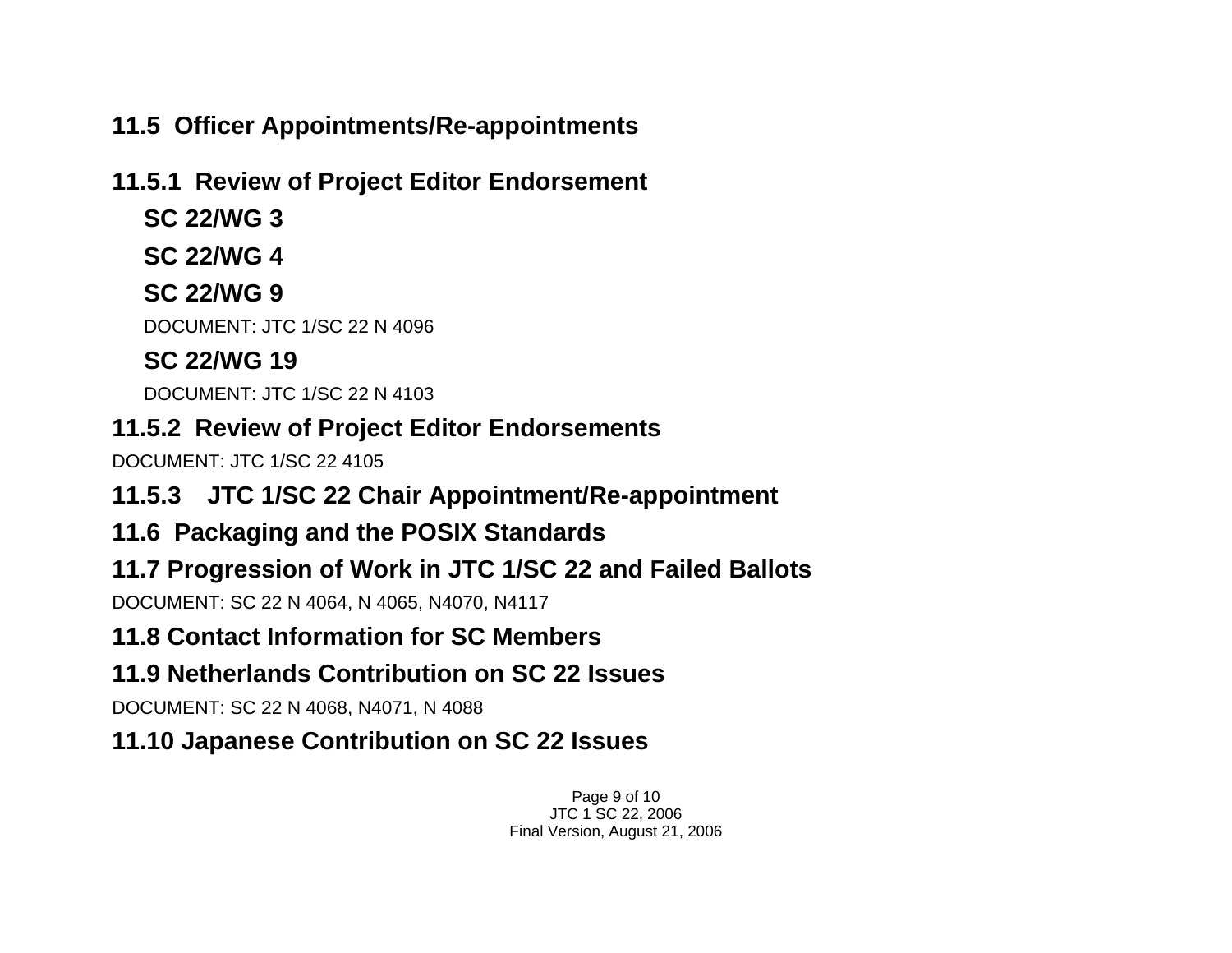## 11.5 Officer Appointments/Re-appointments

### 11.5.1 Review of Project Editor Endorsement

**SC 22/WG 3**

**SC 22/WG 4**

**SC 22/WG 9**

DOCUMENT: JTC 1/SC 22 N 4096

**SC 22/WG 19**

DOCUMENT: JTC 1/SC 22 N 4103

### 11.5.2 Review of Project Editor Endorsements

DOCUMENT: JTC 1/SC 22 4105

### 11.5.3 JTC 1/SC 22 Chair Appointment/Re-appointment

## 11.6 Packaging and the POSIX Standards

## 11.7 Progression of Work in JTC 1/SC 22 and Failed Ballots

DOCUMENT: SC 22 N 4064, N 4065, N4070, N4117

## 11.8 Contact Information for SC Members

## 11.9 Netherlands Contribution on SC 22 Issues

DOCUMENT: SC 22 N 4068, N4071, N 4088

## 11.10 Japanese Contribution on SC 22 Issues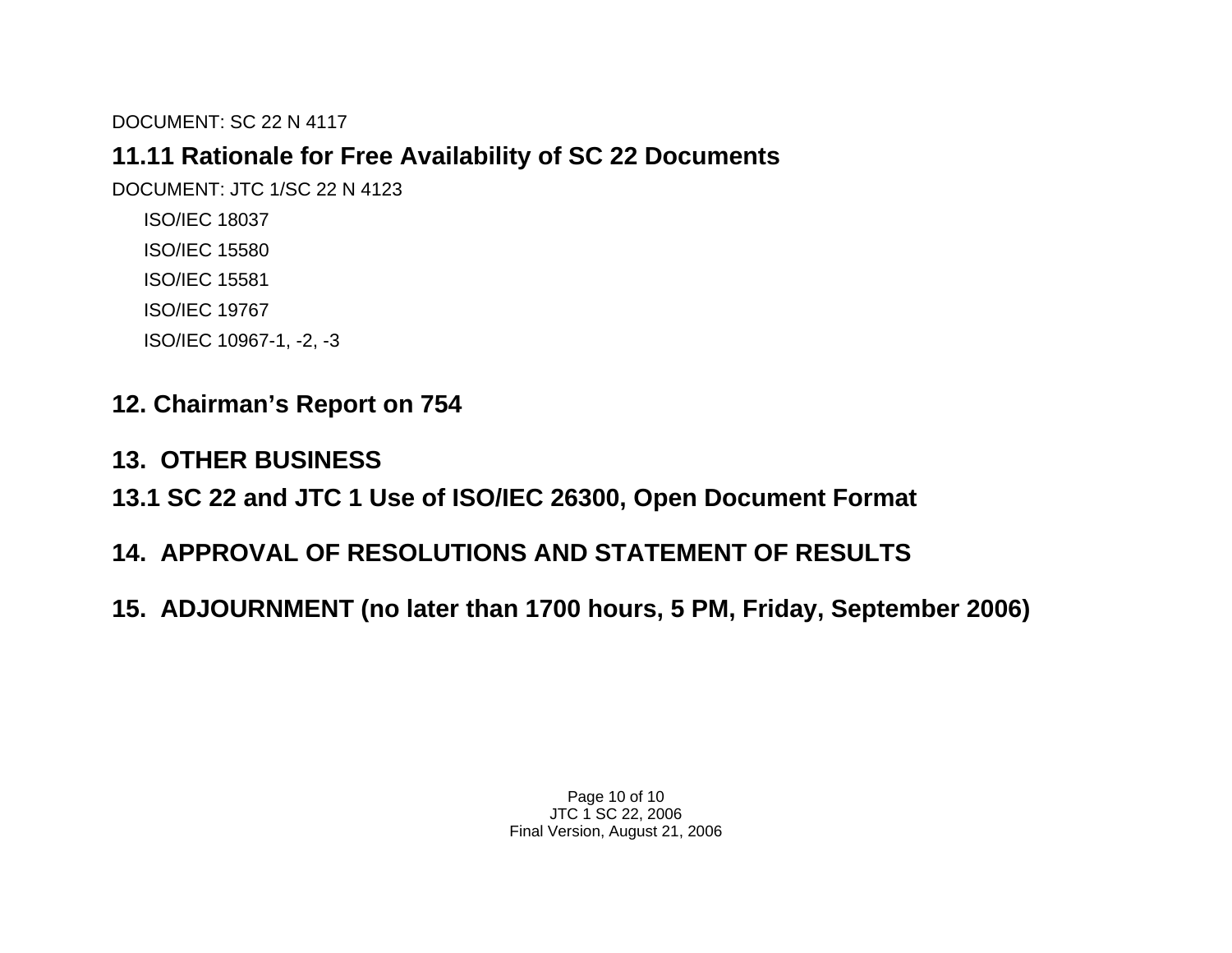DOCUMENT: SC 22 N 4117

## 11.11 Rationale for Free Availability of SC 22 Documents

DOCUMENT: JTC 1/SC 22 N 4123

- ISO/IEC 18037
- ISO/IEC 15580
- ISO/IEC 15581
- ISO/IEC 19767
- ISO/IEC 10967-1, -2, -3

## 12. Chairman's Report on 754

## 13. OTHER BUSINESS

## 13.1 SC 22 and JTC 1 Use of ISO/IEC 26300, Open Document Format

## 14. APPROVAL OF RESOLUTIONS AND STATEMENT OF RESULTS

## 15. ADJOURNMENT (no later than 1700 hours, 5 PM, Friday, September 2006)